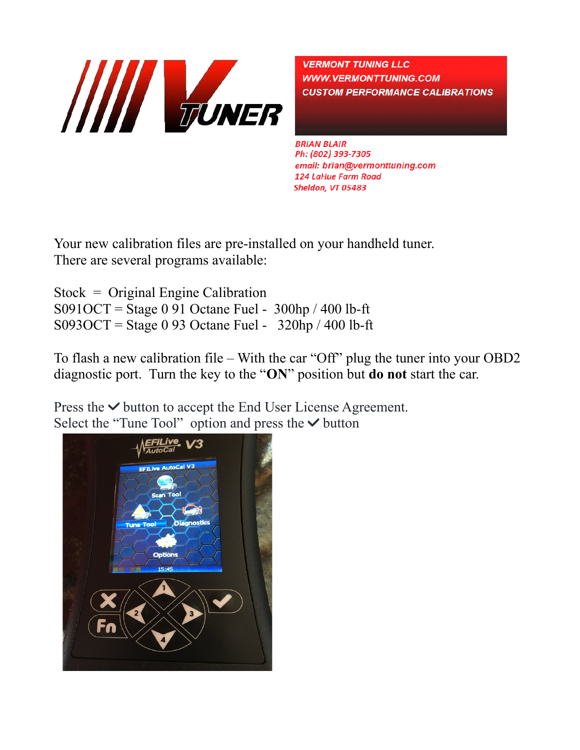VERMONT TUNING LLC
WWW.VERMONTTUNING.COM
CUSTOM PERFORMANCE CALIBRATIONS

BRIAN BLAIR
Ph: (802) 393-7305
email: brian@vermonttuning.com
124 LaHue Farm Road
Sheldon, VT 05483

Your new calibration files are pre-installed on your handheld tuner.
There are several programs available:

Stock = Original Engine Calibration
S091OCT = Stage 0 91 Octane Fuel - 300hp / 400 lb-ft
S093OCT = Stage 0 93 Octane Fuel - 320hp / 400 lb-ft

To flash a new calibration file – With the car "Off" plug the tuner into your OBD2 diagnostic port. Turn the key to the "**ON**" position but **do not** start the car.

Press the ✓ button to accept the End User License Agreement.
Select the "Tune Tool" option and press the ✓ button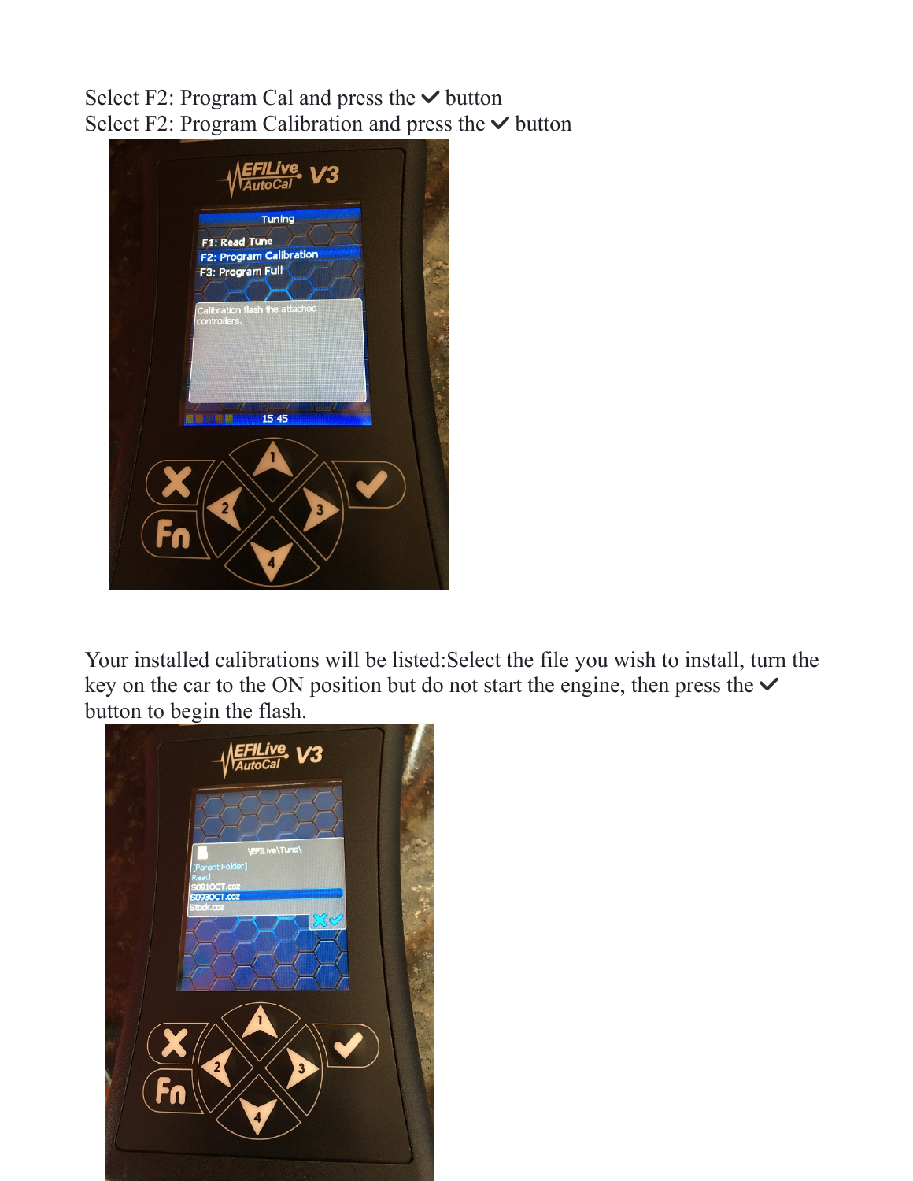Select F2: Program Cal and press the ✓ button
Select F2: Program Calibration and press the ✓ button

Your installed calibrations will be listed:Select the file you wish to install, turn the key on the car to the ON position but do not start the engine, then press the ✓ button to begin the flash.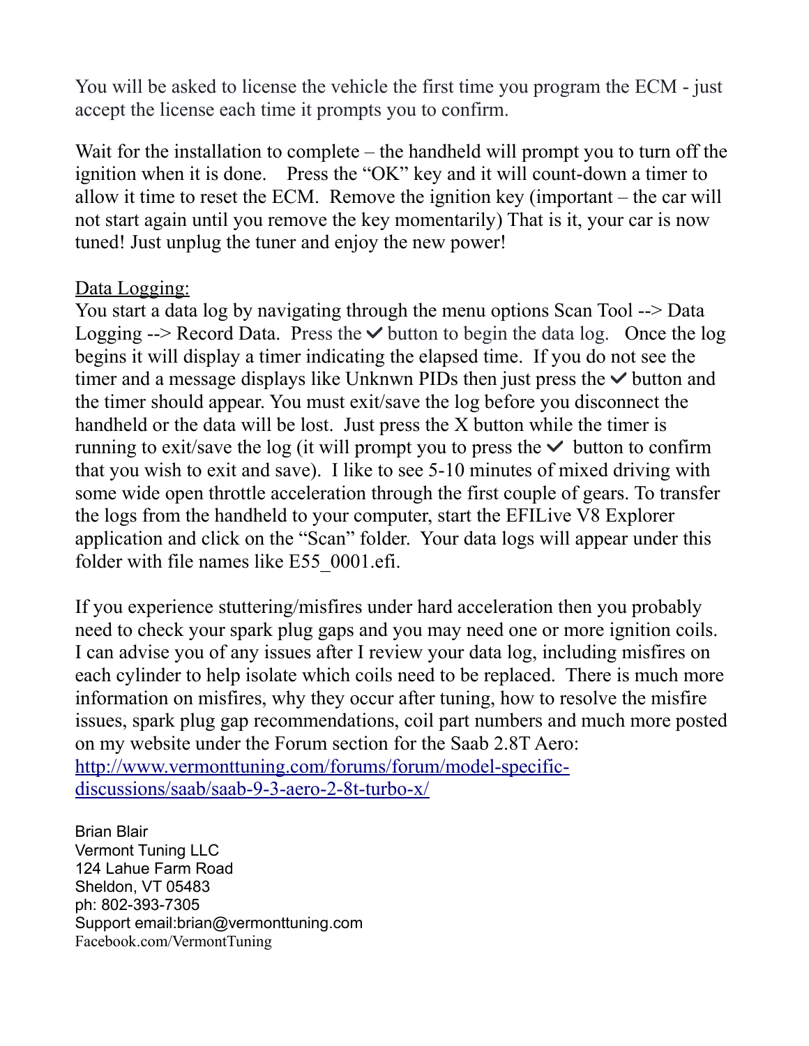You will be asked to license the vehicle the first time you program the ECM - just accept the license each time it prompts you to confirm.

Wait for the installation to complete – the handheld will prompt you to turn off the ignition when it is done. Press the “OK” key and it will count-down a timer to allow it time to reset the ECM. Remove the ignition key (important – the car will not start again until you remove the key momentarily) That is it, your car is now tuned! Just unplug the tuner and enjoy the new power!

Data Logging:

You start a data log by navigating through the menu options Scan Tool --> Data Logging --> Record Data. Press the ✔ button to begin the data log. Once the log begins it will display a timer indicating the elapsed time. If you do not see the timer and a message displays like Unknwn PIDs then just press the ✔ button and the timer should appear. You must exit/save the log before you disconnect the handheld or the data will be lost. Just press the X button while the timer is running to exit/save the log (it will prompt you to press the ✔ button to confirm that you wish to exit and save). I like to see 5-10 minutes of mixed driving with some wide open throttle acceleration through the first couple of gears. To transfer the logs from the handheld to your computer, start the EFILive V8 Explorer application and click on the “Scan” folder. Your data logs will appear under this folder with file names like E55_0001.efi.

If you experience stuttering/misfires under hard acceleration then you probably need to check your spark plug gaps and you may need one or more ignition coils. I can advise you of any issues after I review your data log, including misfires on each cylinder to help isolate which coils need to be replaced. There is much more information on misfires, why they occur after tuning, how to resolve the misfire issues, spark plug gap recommendations, coil part numbers and much more posted on my website under the Forum section for the Saab 2.8T Aero:
http://www.vermonttuning.com/forums/forum/model-specific-discussions/saab/saab-9-3-aero-2-8t-turbo-x/

Brian Blair
Vermont Tuning LLC
124 Lahue Farm Road
Sheldon, VT 05483
ph: 802-393-7305
Support email:brian@vermonttuning.com
Facebook.com/VermontTuning